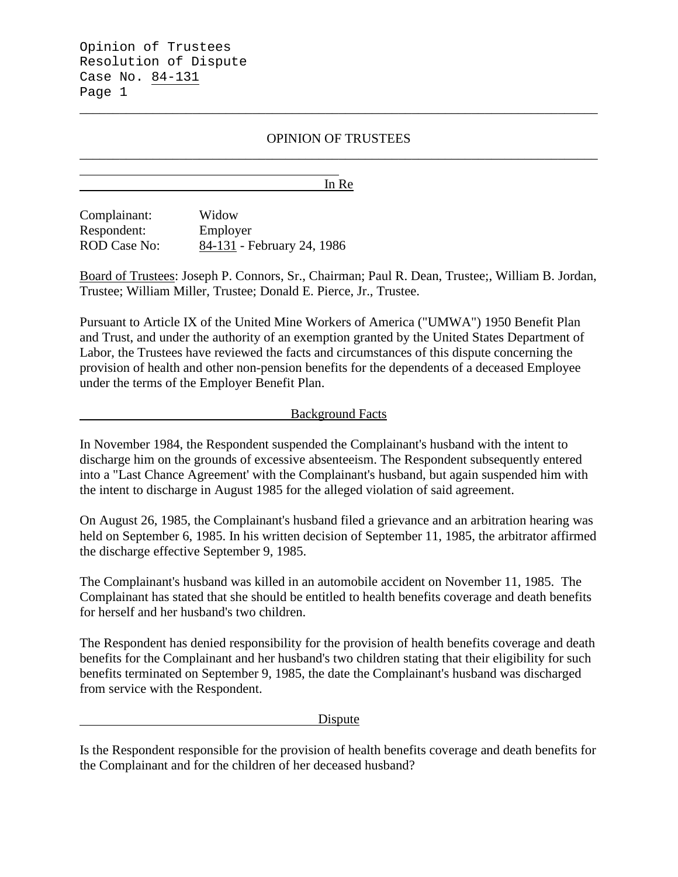# OPINION OF TRUSTEES

## In Re

Complainant: Widow
Respondent: Employer
ROD Case No: 84-131 - February 24, 1986

Board of Trustees: Joseph P. Connors, Sr., Chairman; Paul R. Dean, Trustee;, William B. Jordan, Trustee; William Miller, Trustee; Donald E. Pierce, Jr., Trustee.

Pursuant to Article IX of the United Mine Workers of America ("UMWA") 1950 Benefit Plan and Trust, and under the authority of an exemption granted by the United States Department of Labor, the Trustees have reviewed the facts and circumstances of this dispute concerning the provision of health and other non-pension benefits for the dependents of a deceased Employee under the terms of the Employer Benefit Plan.

## Background Facts

In November 1984, the Respondent suspended the Complainant's husband with the intent to discharge him on the grounds of excessive absenteeism. The Respondent subsequently entered into a "Last Chance Agreement' with the Complainant's husband, but again suspended him with the intent to discharge in August 1985 for the alleged violation of said agreement.

On August 26, 1985, the Complainant's husband filed a grievance and an arbitration hearing was held on September 6, 1985. In his written decision of September 11, 1985, the arbitrator affirmed the discharge effective September 9, 1985.

The Complainant's husband was killed in an automobile accident on November 11, 1985. The Complainant has stated that she should be entitled to health benefits coverage and death benefits for herself and her husband's two children.

The Respondent has denied responsibility for the provision of health benefits coverage and death benefits for the Complainant and her husband's two children stating that their eligibility for such benefits terminated on September 9, 1985, the date the Complainant's husband was discharged from service with the Respondent.

## Dispute

Is the Respondent responsible for the provision of health benefits coverage and death benefits for the Complainant and for the children of her deceased husband?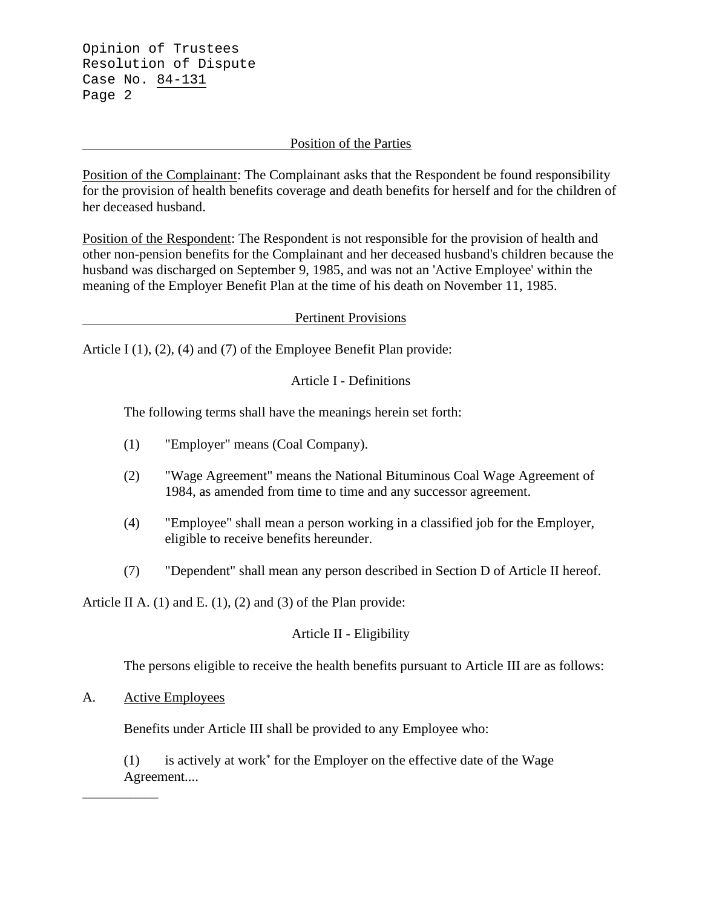## Position of the Parties

Position of the Complainant: The Complainant asks that the Respondent be found responsibility for the provision of health benefits coverage and death benefits for herself and for the children of her deceased husband.

Position of the Respondent: The Respondent is not responsible for the provision of health and other non-pension benefits for the Complainant and her deceased husband's children because the husband was discharged on September 9, 1985, and was not an 'Active Employee' within the meaning of the Employer Benefit Plan at the time of his death on November 11, 1985.

## Pertinent Provisions

Article I (1), (2), (4) and (7) of the Employee Benefit Plan provide:

### Article I - Definitions

The following terms shall have the meanings herein set forth:

(1) "Employer" means (Coal Company).

(2) "Wage Agreement" means the National Bituminous Coal Wage Agreement of 1984, as amended from time to time and any successor agreement.

(4) "Employee" shall mean a person working in a classified job for the Employer, eligible to receive benefits hereunder.

(7) "Dependent" shall mean any person described in Section D of Article II hereof.

Article II A. (1) and E. (1), (2) and (3) of the Plan provide:

### Article II - Eligibility

The persons eligible to receive the health benefits pursuant to Article III are as follows:

A. Active Employees

Benefits under Article III shall be provided to any Employee who:

(1) is actively at work* for the Employer on the effective date of the Wage Agreement....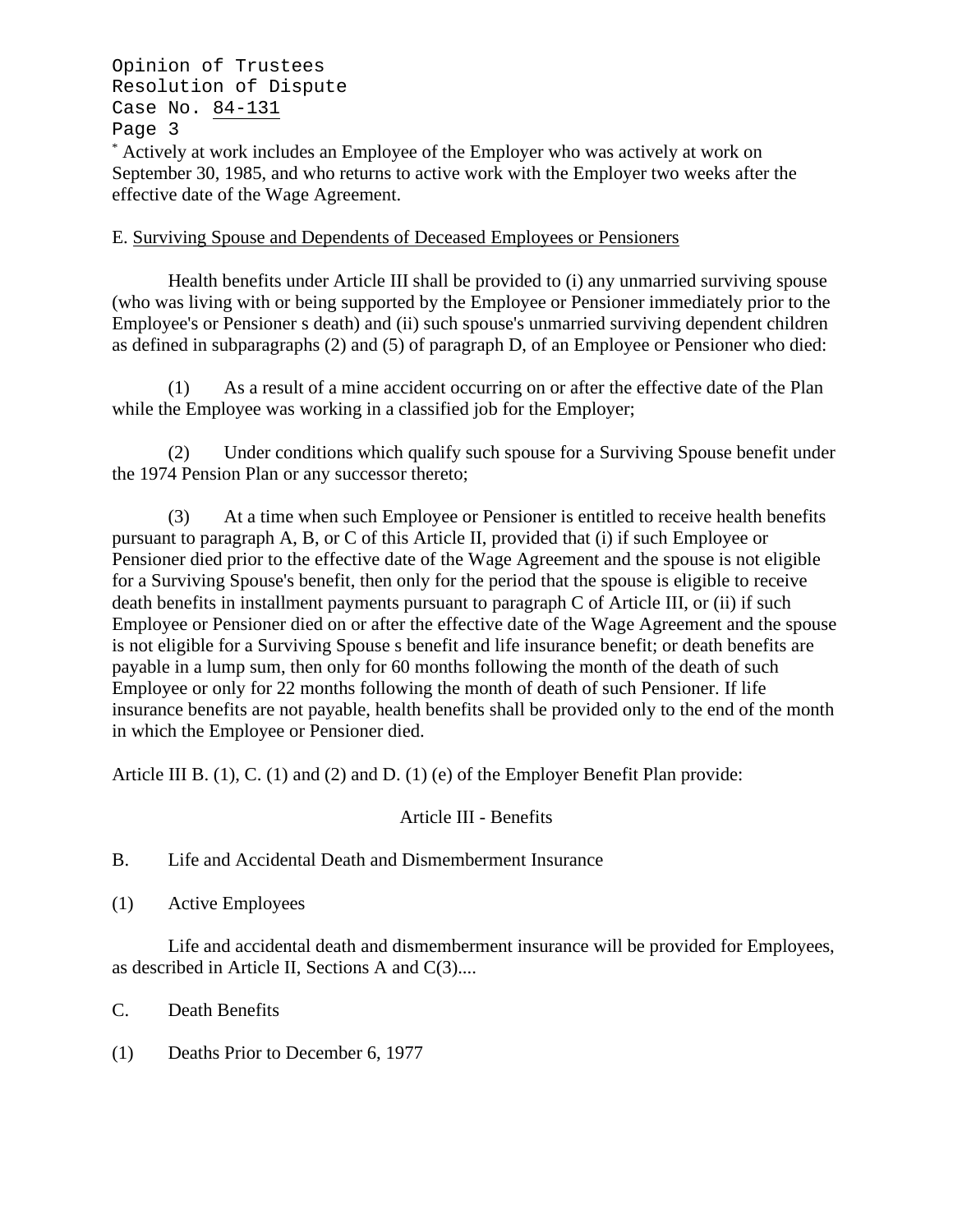[*] Actively at work includes an Employee of the Employer who was actively at work on September 30, 1985, and who returns to active work with the Employer two weeks after the effective date of the Wage Agreement.

E. Surviving Spouse and Dependents of Deceased Employees or Pensioners

Health benefits under Article III shall be provided to (i) any unmarried surviving spouse (who was living with or being supported by the Employee or Pensioner immediately prior to the Employee's or Pensioner s death) and (ii) such spouse's unmarried surviving dependent children as defined in subparagraphs (2) and (5) of paragraph D, of an Employee or Pensioner who died:

(1) As a result of a mine accident occurring on or after the effective date of the Plan while the Employee was working in a classified job for the Employer;

(2) Under conditions which qualify such spouse for a Surviving Spouse benefit under the 1974 Pension Plan or any successor thereto;

(3) At a time when such Employee or Pensioner is entitled to receive health benefits pursuant to paragraph A, B, or C of this Article II, provided that (i) if such Employee or Pensioner died prior to the effective date of the Wage Agreement and the spouse is not eligible for a Surviving Spouse's benefit, then only for the period that the spouse is eligible to receive death benefits in installment payments pursuant to paragraph C of Article III, or (ii) if such Employee or Pensioner died on or after the effective date of the Wage Agreement and the spouse is not eligible for a Surviving Spouse s benefit and life insurance benefit; or death benefits are payable in a lump sum, then only for 60 months following the month of the death of such Employee or only for 22 months following the month of death of such Pensioner. If life insurance benefits are not payable, health benefits shall be provided only to the end of the month in which the Employee or Pensioner died.

Article III B. (1), C. (1) and (2) and D. (1) (e) of the Employer Benefit Plan provide:

Article III - Benefits

B. Life and Accidental Death and Dismemberment Insurance

(1) Active Employees

Life and accidental death and dismemberment insurance will be provided for Employees, as described in Article II, Sections A and C(3)....

C. Death Benefits

(1) Deaths Prior to December 6, 1977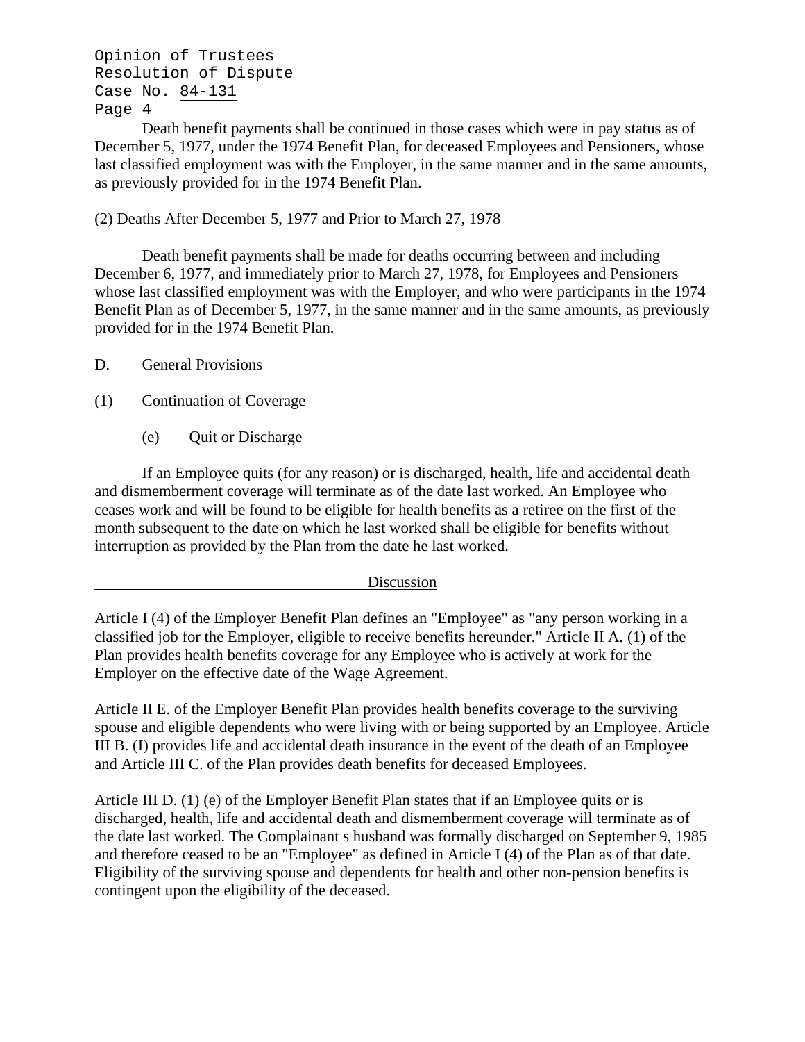Death benefit payments shall be continued in those cases which were in pay status as of December 5, 1977, under the 1974 Benefit Plan, for deceased Employees and Pensioners, whose last classified employment was with the Employer, in the same manner and in the same amounts, as previously provided for in the 1974 Benefit Plan.

(2) Deaths After December 5, 1977 and Prior to March 27, 1978

Death benefit payments shall be made for deaths occurring between and including December 6, 1977, and immediately prior to March 27, 1978, for Employees and Pensioners whose last classified employment was with the Employer, and who were participants in the 1974 Benefit Plan as of December 5, 1977, in the same manner and in the same amounts, as previously provided for in the 1974 Benefit Plan.

D. General Provisions

(1) Continuation of Coverage

(e) Quit or Discharge

If an Employee quits (for any reason) or is discharged, health, life and accidental death and dismemberment coverage will terminate as of the date last worked. An Employee who ceases work and will be found to be eligible for health benefits as a retiree on the first of the month subsequent to the date on which he last worked shall be eligible for benefits without interruption as provided by the Plan from the date he last worked.

## Discussion

Article I (4) of the Employer Benefit Plan defines an "Employee" as "any person working in a classified job for the Employer, eligible to receive benefits hereunder." Article II A. (1) of the Plan provides health benefits coverage for any Employee who is actively at work for the Employer on the effective date of the Wage Agreement.

Article II E. of the Employer Benefit Plan provides health benefits coverage to the surviving spouse and eligible dependents who were living with or being supported by an Employee. Article III B. (I) provides life and accidental death insurance in the event of the death of an Employee and Article III C. of the Plan provides death benefits for deceased Employees.

Article III D. (1) (e) of the Employer Benefit Plan states that if an Employee quits or is discharged, health, life and accidental death and dismemberment coverage will terminate as of the date last worked. The Complainant s husband was formally discharged on September 9, 1985 and therefore ceased to be an "Employee" as defined in Article I (4) of the Plan as of that date. Eligibility of the surviving spouse and dependents for health and other non-pension benefits is contingent upon the eligibility of the deceased.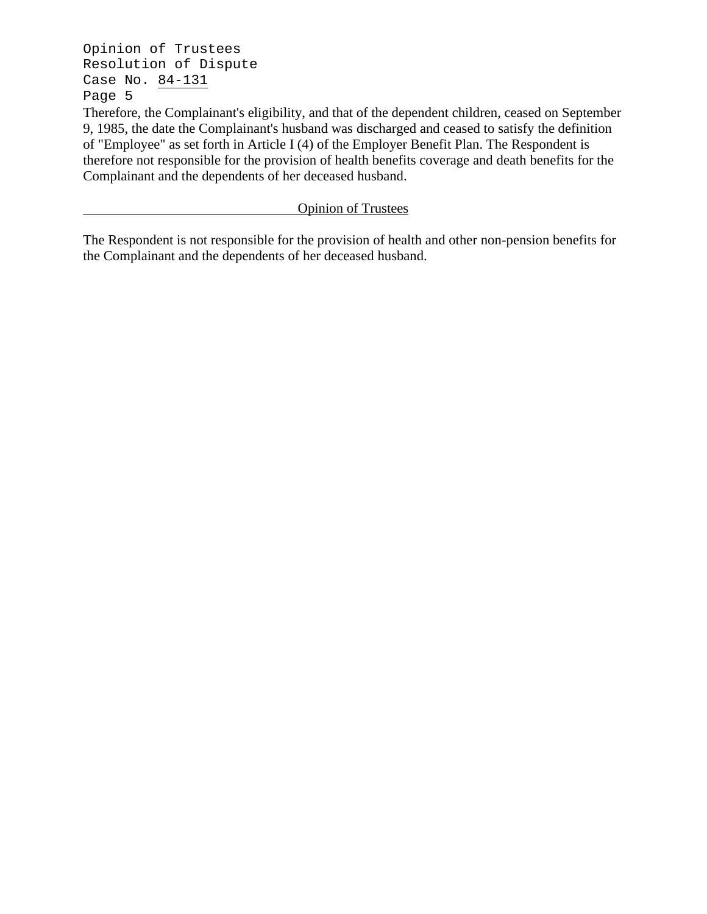Therefore, the Complainant's eligibility, and that of the dependent children, ceased on September 9, 1985, the date the Complainant's husband was discharged and ceased to satisfy the definition of "Employee" as set forth in Article I (4) of the Employer Benefit Plan. The Respondent is therefore not responsible for the provision of health benefits coverage and death benefits for the Complainant and the dependents of her deceased husband.

## Opinion of Trustees

The Respondent is not responsible for the provision of health and other non-pension benefits for the Complainant and the dependents of her deceased husband.